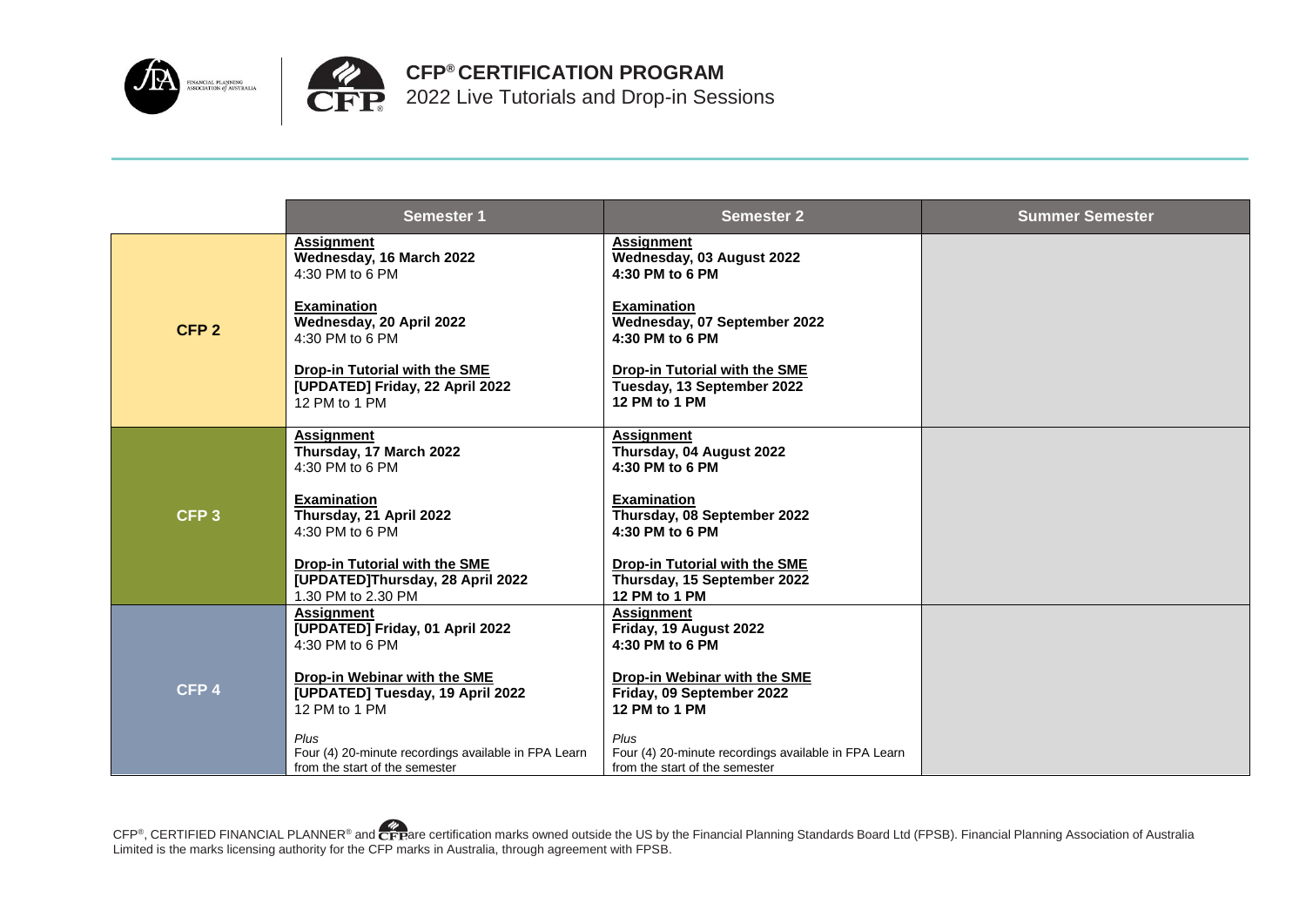# CFP® CERTIFICATION PROGRAM

2022 Live Tutorials and Drop-in Sessions

| | Semester 1 | Semester 2 | Summer Semester |
|---|---|---|---|
| **CFP 2** | **Assignment**<br>**Wednesday, 16 March 2022**<br>4:30 PM to 6 PM<br><br>**Examination**<br>**Wednesday, 20 April 2022**<br>4:30 PM to 6 PM<br><br>**Drop-in Tutorial with the SME**<br>**[UPDATED] Friday, 22 April 2022**<br>12 PM to 1 PM | **Assignment**<br>**Wednesday, 03 August 2022**<br>**4:30 PM to 6 PM**<br><br>**Examination**<br>**Wednesday, 07 September 2022**<br>**4:30 PM to 6 PM**<br><br>**Drop-in Tutorial with the SME**<br>**Tuesday, 13 September 2022**<br>**12 PM to 1 PM** | |
| **CFP 3** | **Assignment**<br>**Thursday, 17 March 2022**<br>4:30 PM to 6 PM<br><br>**Examination**<br>**Thursday, 21 April 2022**<br>4:30 PM to 6 PM<br><br>**Drop-in Tutorial with the SME**<br>**[UPDATED]Thursday, 28 April 2022**<br>1.30 PM to 2.30 PM | **Assignment**<br>**Thursday, 04 August 2022**<br>**4:30 PM to 6 PM**<br><br>**Examination**<br>**Thursday, 08 September 2022**<br>**4:30 PM to 6 PM**<br><br>**Drop-in Tutorial with the SME**<br>**Thursday, 15 September 2022**<br>**12 PM to 1 PM** | |
| **CFP 4** | **Assignment**<br>**[UPDATED] Friday, 01 April 2022**<br>4:30 PM to 6 PM<br><br>**Drop-in Webinar with the SME**<br>**[UPDATED] Tuesday, 19 April 2022**<br>12 PM to 1 PM<br><br>*Plus*<br>Four (4) 20-minute recordings available in FPA Learn from the start of the semester | **Assignment**<br>**Friday, 19 August 2022**<br>**4:30 PM to 6 PM**<br><br>**Drop-in Webinar with the SME**<br>**Friday, 09 September 2022**<br>**12 PM to 1 PM**<br><br>*Plus*<br>Four (4) 20-minute recordings available in FPA Learn from the start of the semester | |

CFP®, CERTIFIED FINANCIAL PLANNER® and CFP are certification marks owned outside the US by the Financial Planning Standards Board Ltd (FPSB). Financial Planning Association of Australia Limited is the marks licensing authority for the CFP marks in Australia, through agreement with FPSB.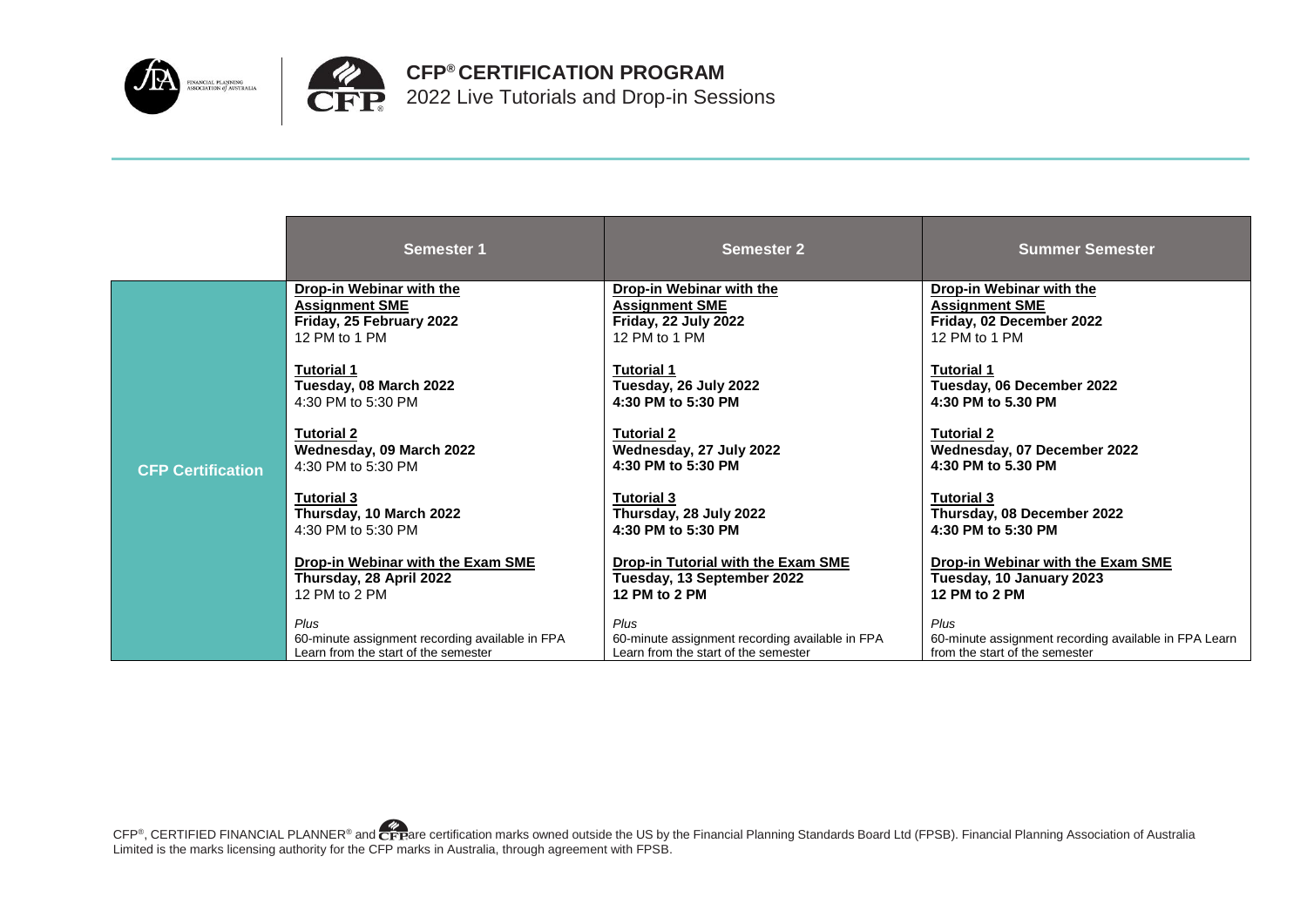# CFP® CERTIFICATION PROGRAM

2022 Live Tutorials and Drop-in Sessions

| | Semester 1 | Semester 2 | Summer Semester |
|---|---|---|---|
| CFP Certification | **Drop-in Webinar with the Assignment SME**<br>**Friday, 25 February 2022**<br>12 PM to 1 PM<br><br>**Tutorial 1**<br>**Tuesday, 08 March 2022**<br>4:30 PM to 5:30 PM<br><br>**Tutorial 2**<br>**Wednesday, 09 March 2022**<br>4:30 PM to 5:30 PM<br><br>**Tutorial 3**<br>**Thursday, 10 March 2022**<br>4:30 PM to 5:30 PM<br><br>**Drop-in Webinar with the Exam SME**<br>**Thursday, 28 April 2022**<br>12 PM to 2 PM<br><br>*Plus*<br>60-minute assignment recording available in FPA Learn from the start of the semester | **Drop-in Webinar with the Assignment SME**<br>**Friday, 22 July 2022**<br>12 PM to 1 PM<br><br>**Tutorial 1**<br>**Tuesday, 26 July 2022**<br>**4:30 PM to 5:30 PM**<br><br>**Tutorial 2**<br>**Wednesday, 27 July 2022**<br>**4:30 PM to 5:30 PM**<br><br>**Tutorial 3**<br>**Thursday, 28 July 2022**<br>**4:30 PM to 5:30 PM**<br><br>**Drop-in Tutorial with the Exam SME**<br>**Tuesday, 13 September 2022**<br>**12 PM to 2 PM**<br><br>*Plus*<br>60-minute assignment recording available in FPA Learn from the start of the semester | **Drop-in Webinar with the Assignment SME**<br>**Friday, 02 December 2022**<br>12 PM to 1 PM<br><br>**Tutorial 1**<br>**Tuesday, 06 December 2022**<br>**4:30 PM to 5.30 PM**<br><br>**Tutorial 2**<br>**Wednesday, 07 December 2022**<br>**4:30 PM to 5.30 PM**<br><br>**Tutorial 3**<br>**Thursday, 08 December 2022**<br>**4:30 PM to 5:30 PM**<br><br>**Drop-in Webinar with the Exam SME**<br>**Tuesday, 10 January 2023**<br>**12 PM to 2 PM**<br><br>*Plus*<br>60-minute assignment recording available in FPA Learn from the start of the semester |

CFP®, CERTIFIED FINANCIAL PLANNER® and CFP are certification marks owned outside the US by the Financial Planning Standards Board Ltd (FPSB). Financial Planning Association of Australia Limited is the marks licensing authority for the CFP marks in Australia, through agreement with FPSB.